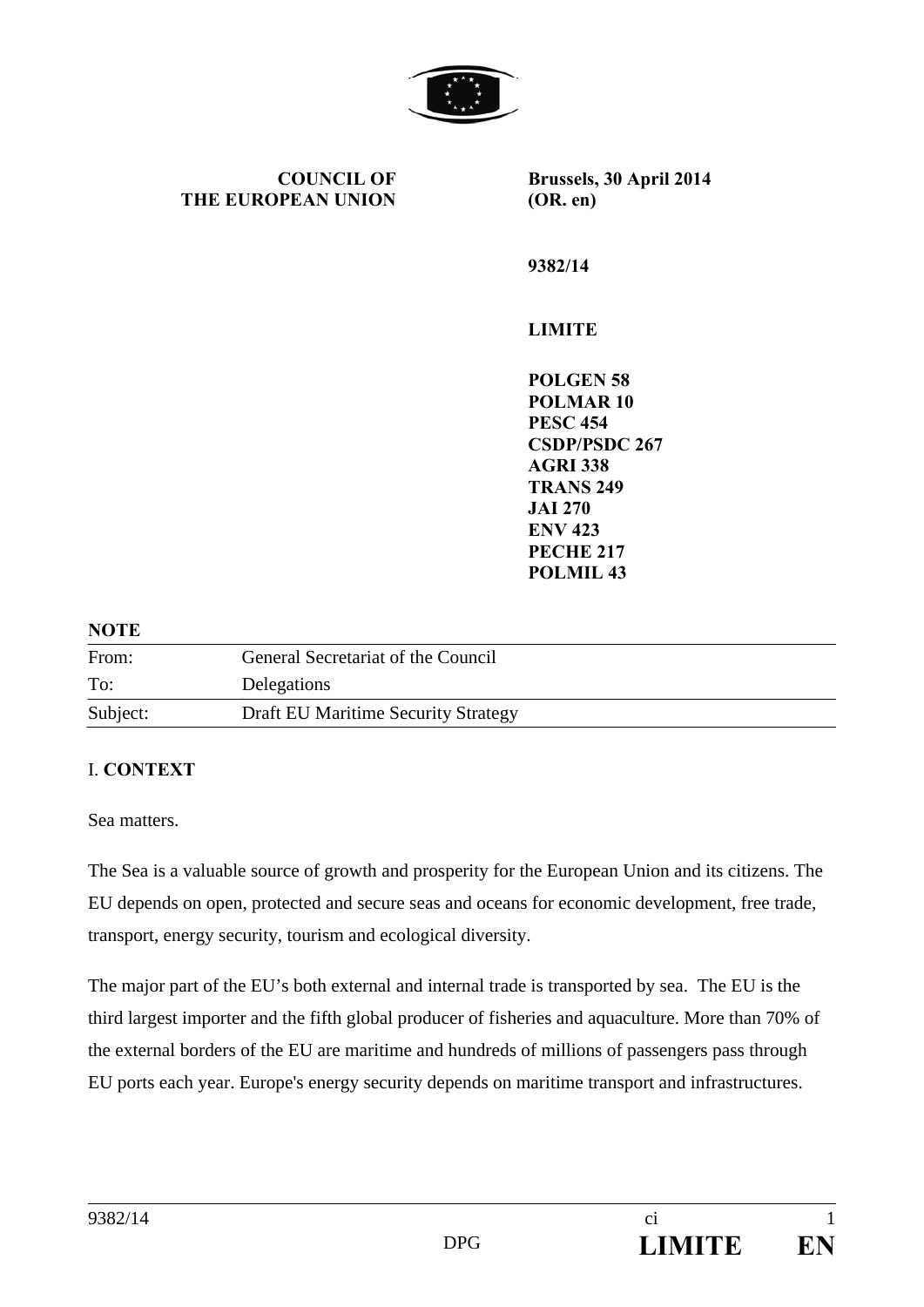**COUNCIL OF THE EUROPEAN UNION**

**Brussels, 30 April 2014**
**(OR. en)**

**9382/14**

**LIMITE**

**POLGEN 58**
**POLMAR 10**
**PESC 454**
**CSDP/PSDC 267**
**AGRI 338**
**TRANS 249**
**JAI 270**
**ENV 423**
**PECHE 217**
**POLMIL 43**

**NOTE**

| | |
|---|---|
| From: | General Secretariat of the Council |
| To: | Delegations |
| Subject: | Draft EU Maritime Security Strategy |

## I. CONTEXT

Sea matters.

The Sea is a valuable source of growth and prosperity for the European Union and its citizens. The EU depends on open, protected and secure seas and oceans for economic development, free trade, transport, energy security, tourism and ecological diversity.

The major part of the EU's both external and internal trade is transported by sea. The EU is the third largest importer and the fifth global producer of fisheries and aquaculture. More than 70% of the external borders of the EU are maritime and hundreds of millions of passengers pass through EU ports each year. Europe's energy security depends on maritime transport and infrastructures.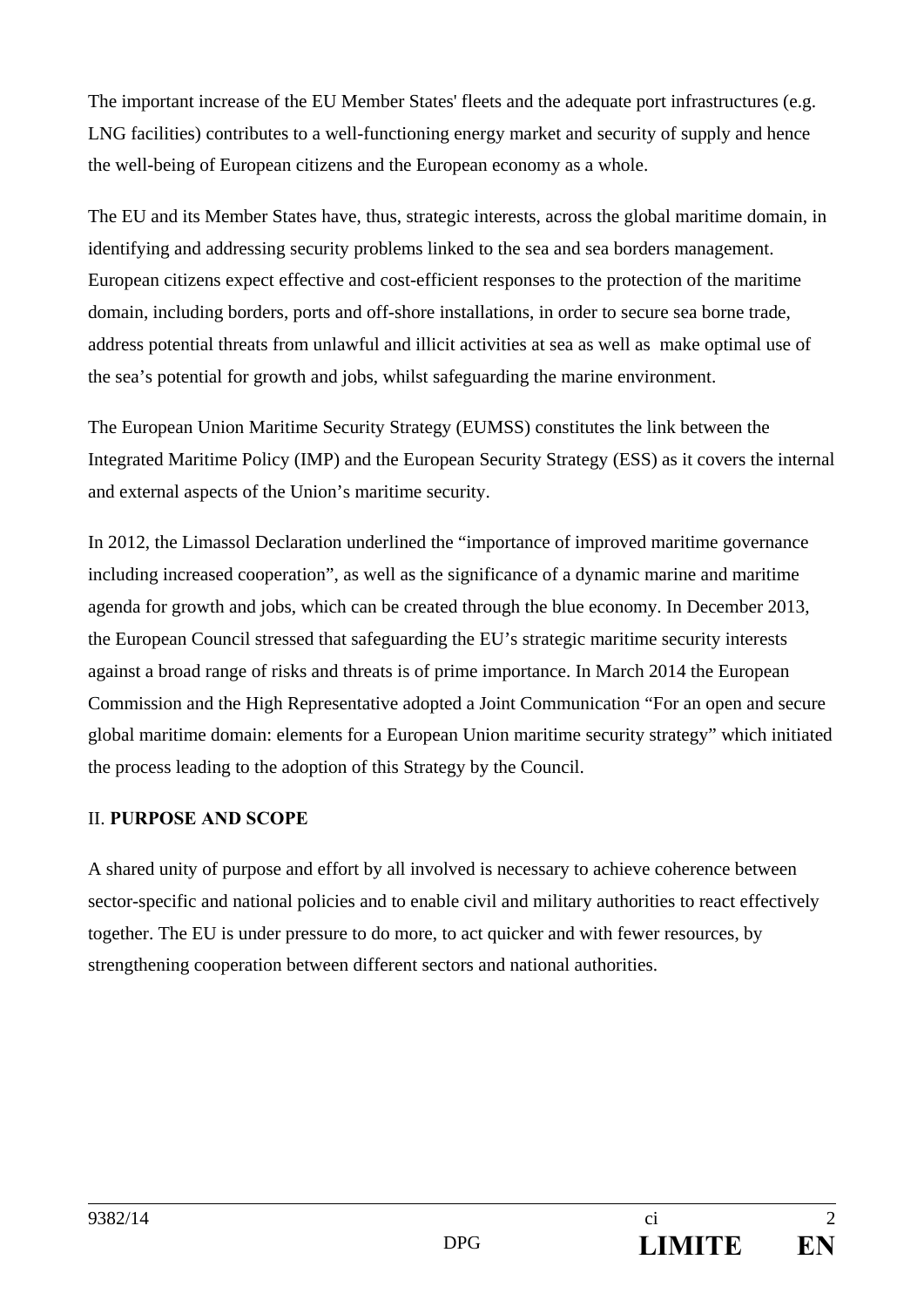The important increase of the EU Member States' fleets and the adequate port infrastructures (e.g. LNG facilities) contributes to a well-functioning energy market and security of supply and hence the well-being of European citizens and the European economy as a whole.

The EU and its Member States have, thus, strategic interests, across the global maritime domain, in identifying and addressing security problems linked to the sea and sea borders management. European citizens expect effective and cost-efficient responses to the protection of the maritime domain, including borders, ports and off-shore installations, in order to secure sea borne trade, address potential threats from unlawful and illicit activities at sea as well as make optimal use of the sea's potential for growth and jobs, whilst safeguarding the marine environment.

The European Union Maritime Security Strategy (EUMSS) constitutes the link between the Integrated Maritime Policy (IMP) and the European Security Strategy (ESS) as it covers the internal and external aspects of the Union's maritime security.

In 2012, the Limassol Declaration underlined the "importance of improved maritime governance including increased cooperation", as well as the significance of a dynamic marine and maritime agenda for growth and jobs, which can be created through the blue economy. In December 2013, the European Council stressed that safeguarding the EU's strategic maritime security interests against a broad range of risks and threats is of prime importance. In March 2014 the European Commission and the High Representative adopted a Joint Communication "For an open and secure global maritime domain: elements for a European Union maritime security strategy" which initiated the process leading to the adoption of this Strategy by the Council.

## II. **PURPOSE AND SCOPE**

A shared unity of purpose and effort by all involved is necessary to achieve coherence between sector-specific and national policies and to enable civil and military authorities to react effectively together. The EU is under pressure to do more, to act quicker and with fewer resources, by strengthening cooperation between different sectors and national authorities.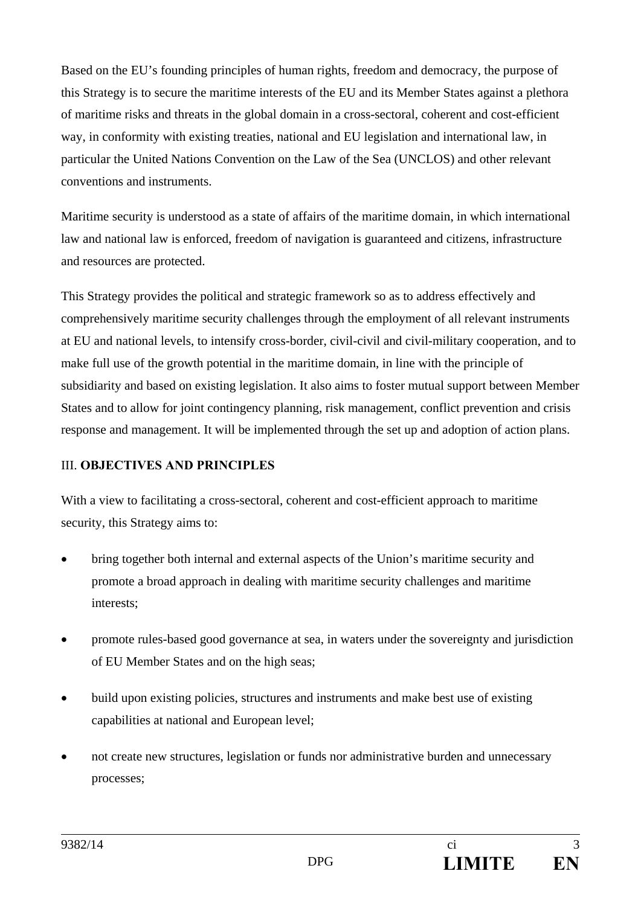Based on the EU's founding principles of human rights, freedom and democracy, the purpose of this Strategy is to secure the maritime interests of the EU and its Member States against a plethora of maritime risks and threats in the global domain in a cross-sectoral, coherent and cost-efficient way, in conformity with existing treaties, national and EU legislation and international law, in particular the United Nations Convention on the Law of the Sea (UNCLOS) and other relevant conventions and instruments.

Maritime security is understood as a state of affairs of the maritime domain, in which international law and national law is enforced, freedom of navigation is guaranteed and citizens, infrastructure and resources are protected.

This Strategy provides the political and strategic framework so as to address effectively and comprehensively maritime security challenges through the employment of all relevant instruments at EU and national levels, to intensify cross-border, civil-civil and civil-military cooperation, and to make full use of the growth potential in the maritime domain, in line with the principle of subsidiarity and based on existing legislation. It also aims to foster mutual support between Member States and to allow for joint contingency planning, risk management, conflict prevention and crisis response and management. It will be implemented through the set up and adoption of action plans.

## III. **OBJECTIVES AND PRINCIPLES**

With a view to facilitating a cross-sectoral, coherent and cost-efficient approach to maritime security, this Strategy aims to:

- bring together both internal and external aspects of the Union's maritime security and promote a broad approach in dealing with maritime security challenges and maritime interests;
- promote rules-based good governance at sea, in waters under the sovereignty and jurisdiction of EU Member States and on the high seas;
- build upon existing policies, structures and instruments and make best use of existing capabilities at national and European level;
- not create new structures, legislation or funds nor administrative burden and unnecessary processes;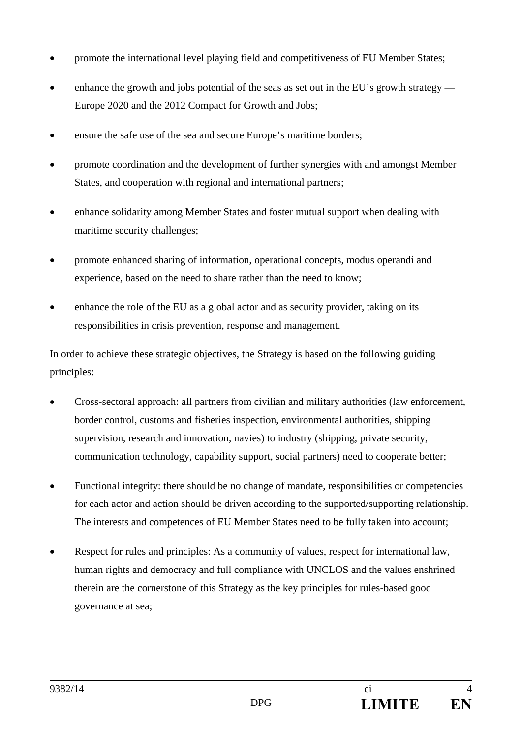- promote the international level playing field and competitiveness of EU Member States;
- enhance the growth and jobs potential of the seas as set out in the EU's growth strategy — Europe 2020 and the 2012 Compact for Growth and Jobs;
- ensure the safe use of the sea and secure Europe's maritime borders;
- promote coordination and the development of further synergies with and amongst Member States, and cooperation with regional and international partners;
- enhance solidarity among Member States and foster mutual support when dealing with maritime security challenges;
- promote enhanced sharing of information, operational concepts, modus operandi and experience, based on the need to share rather than the need to know;
- enhance the role of the EU as a global actor and as security provider, taking on its responsibilities in crisis prevention, response and management.

In order to achieve these strategic objectives, the Strategy is based on the following guiding principles:

- Cross-sectoral approach: all partners from civilian and military authorities (law enforcement, border control, customs and fisheries inspection, environmental authorities, shipping supervision, research and innovation, navies) to industry (shipping, private security, communication technology, capability support, social partners) need to cooperate better;
- Functional integrity: there should be no change of mandate, responsibilities or competencies for each actor and action should be driven according to the supported/supporting relationship. The interests and competences of EU Member States need to be fully taken into account;
- Respect for rules and principles: As a community of values, respect for international law, human rights and democracy and full compliance with UNCLOS and the values enshrined therein are the cornerstone of this Strategy as the key principles for rules-based good governance at sea;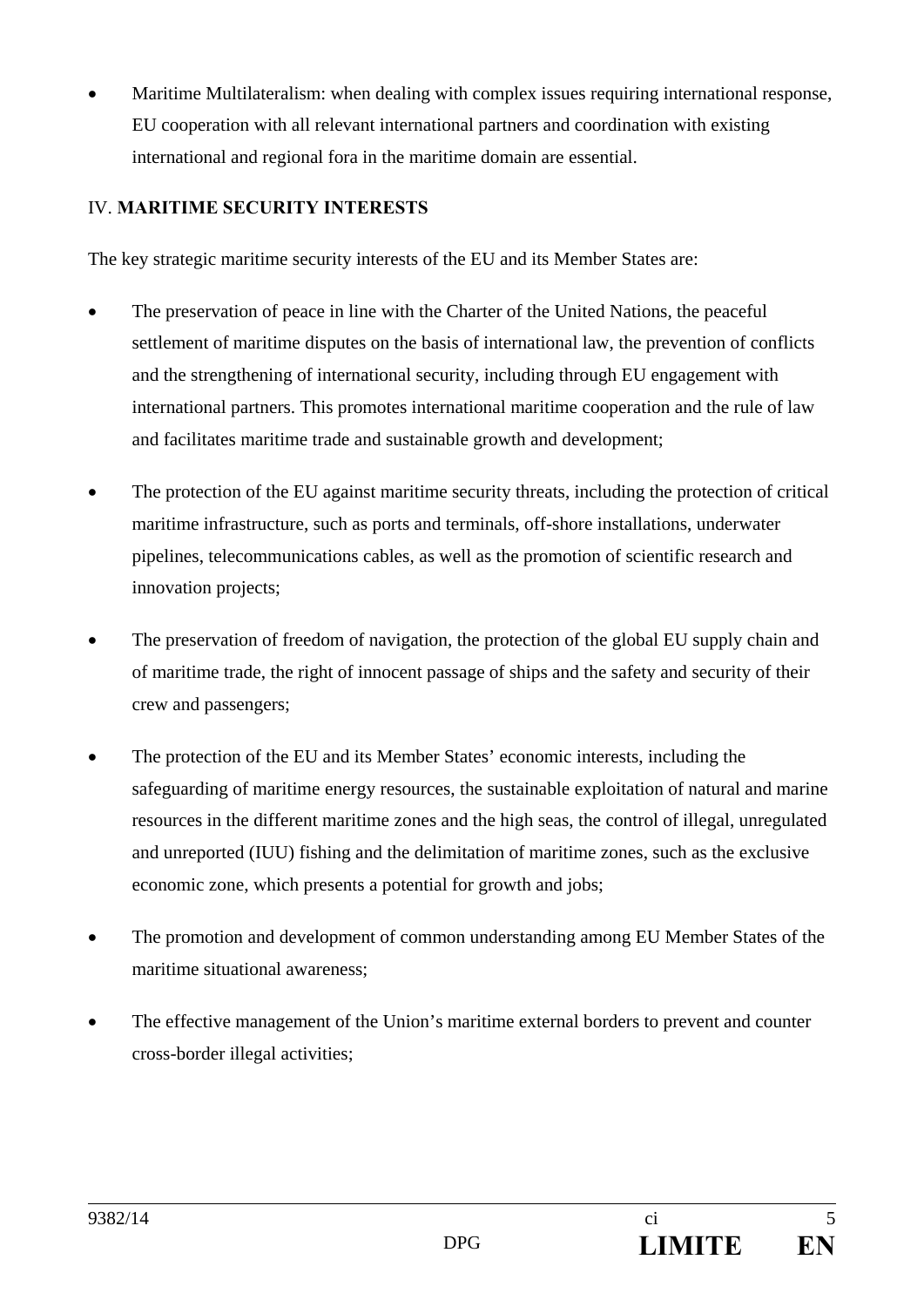- Maritime Multilateralism: when dealing with complex issues requiring international response, EU cooperation with all relevant international partners and coordination with existing international and regional fora in the maritime domain are essential.

## IV. **MARITIME SECURITY INTERESTS**

The key strategic maritime security interests of the EU and its Member States are:

- The preservation of peace in line with the Charter of the United Nations, the peaceful settlement of maritime disputes on the basis of international law, the prevention of conflicts and the strengthening of international security, including through EU engagement with international partners. This promotes international maritime cooperation and the rule of law and facilitates maritime trade and sustainable growth and development;

- The protection of the EU against maritime security threats, including the protection of critical maritime infrastructure, such as ports and terminals, off-shore installations, underwater pipelines, telecommunications cables, as well as the promotion of scientific research and innovation projects;

- The preservation of freedom of navigation, the protection of the global EU supply chain and of maritime trade, the right of innocent passage of ships and the safety and security of their crew and passengers;

- The protection of the EU and its Member States' economic interests, including the safeguarding of maritime energy resources, the sustainable exploitation of natural and marine resources in the different maritime zones and the high seas, the control of illegal, unregulated and unreported (IUU) fishing and the delimitation of maritime zones, such as the exclusive economic zone, which presents a potential for growth and jobs;

- The promotion and development of common understanding among EU Member States of the maritime situational awareness;

- The effective management of the Union's maritime external borders to prevent and counter cross-border illegal activities;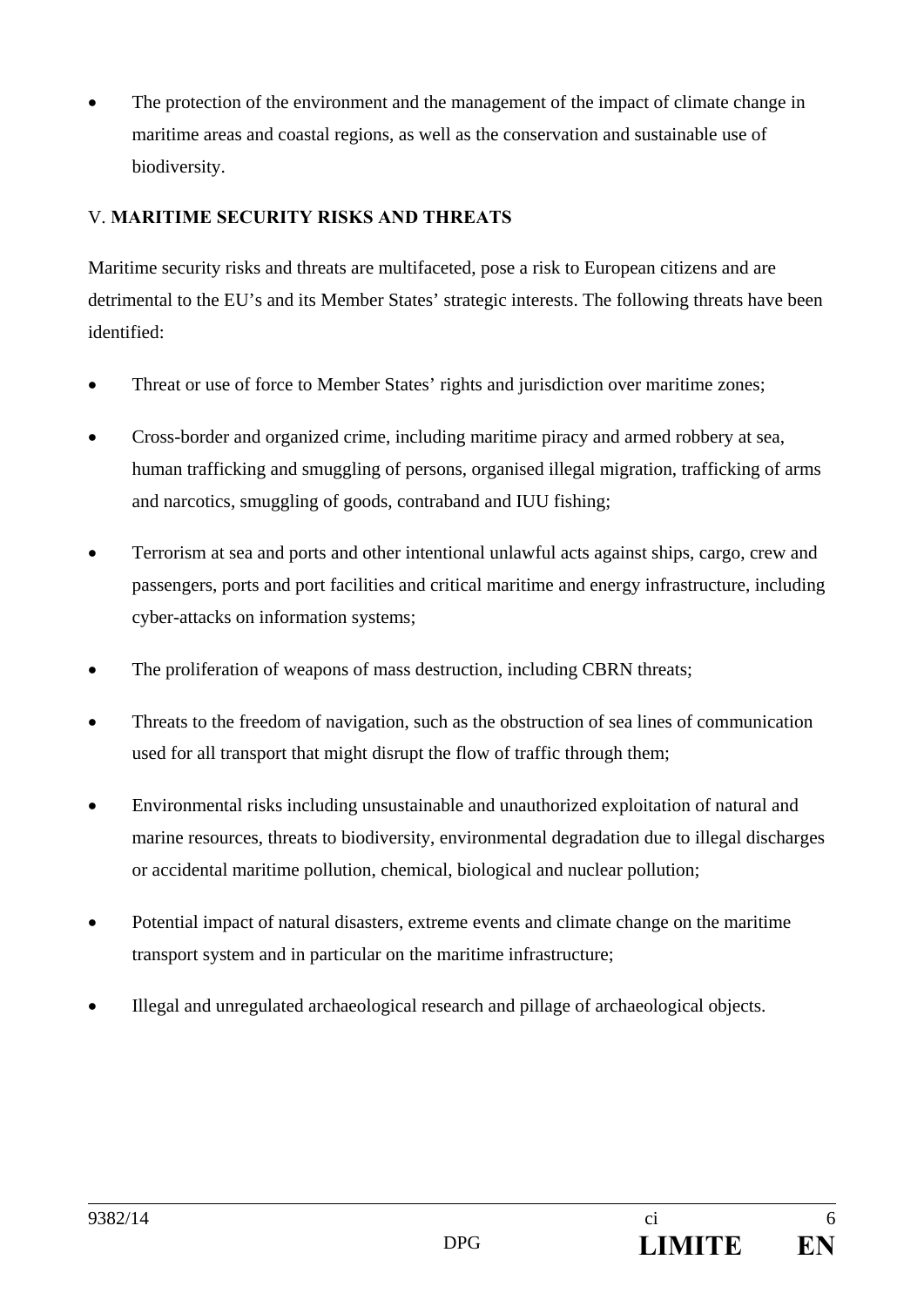- The protection of the environment and the management of the impact of climate change in maritime areas and coastal regions, as well as the conservation and sustainable use of biodiversity.

## V. MARITIME SECURITY RISKS AND THREATS

Maritime security risks and threats are multifaceted, pose a risk to European citizens and are detrimental to the EU's and its Member States' strategic interests. The following threats have been identified:

- Threat or use of force to Member States' rights and jurisdiction over maritime zones;
- Cross-border and organized crime, including maritime piracy and armed robbery at sea, human trafficking and smuggling of persons, organised illegal migration, trafficking of arms and narcotics, smuggling of goods, contraband and IUU fishing;
- Terrorism at sea and ports and other intentional unlawful acts against ships, cargo, crew and passengers, ports and port facilities and critical maritime and energy infrastructure, including cyber-attacks on information systems;
- The proliferation of weapons of mass destruction, including CBRN threats;
- Threats to the freedom of navigation, such as the obstruction of sea lines of communication used for all transport that might disrupt the flow of traffic through them;
- Environmental risks including unsustainable and unauthorized exploitation of natural and marine resources, threats to biodiversity, environmental degradation due to illegal discharges or accidental maritime pollution, chemical, biological and nuclear pollution;
- Potential impact of natural disasters, extreme events and climate change on the maritime transport system and in particular on the maritime infrastructure;
- Illegal and unregulated archaeological research and pillage of archaeological objects.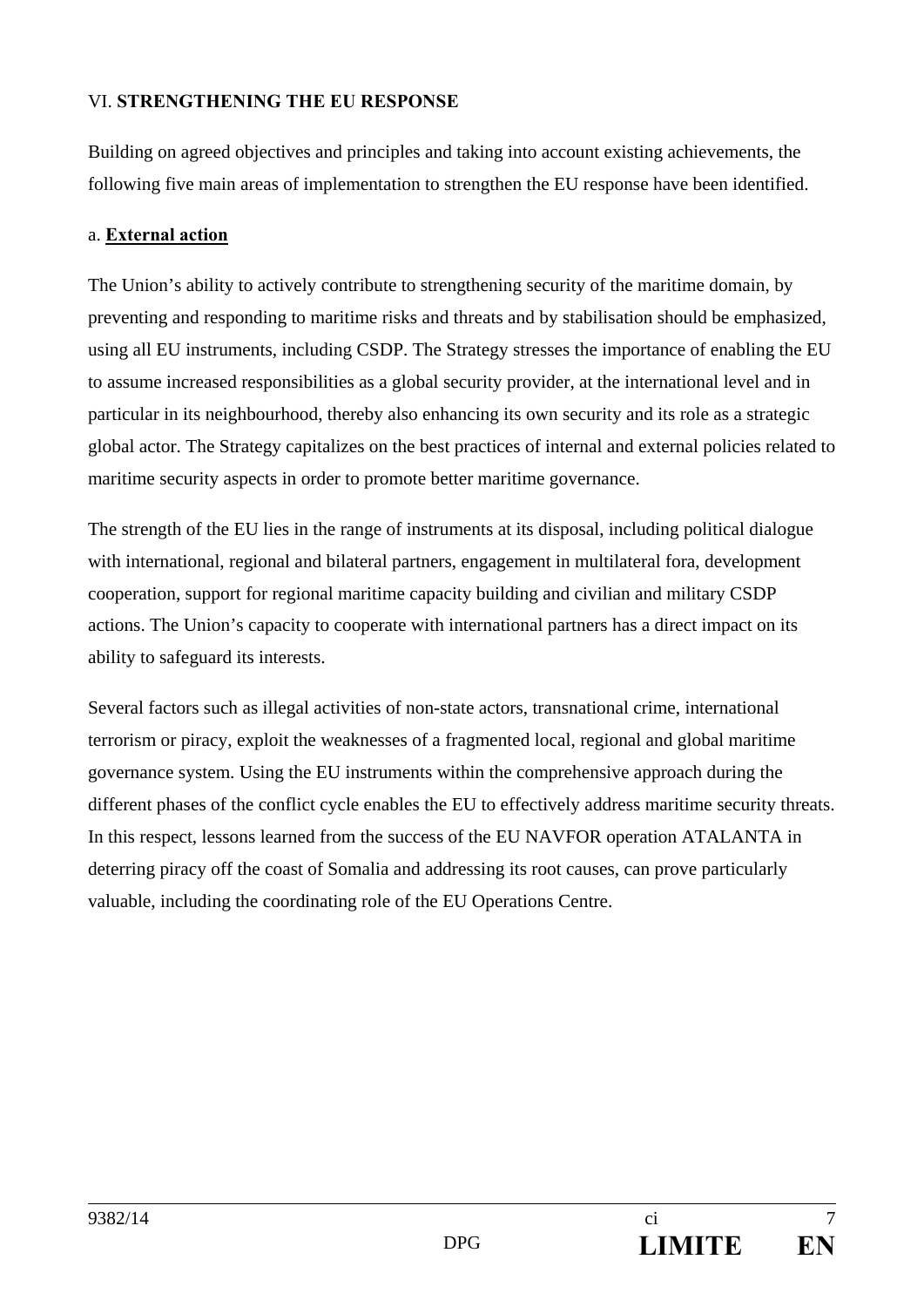## VI. **STRENGTHENING THE EU RESPONSE**

Building on agreed objectives and principles and taking into account existing achievements, the following five main areas of implementation to strengthen the EU response have been identified.

### a. **External action**

The Union's ability to actively contribute to strengthening security of the maritime domain, by preventing and responding to maritime risks and threats and by stabilisation should be emphasized, using all EU instruments, including CSDP. The Strategy stresses the importance of enabling the EU to assume increased responsibilities as a global security provider, at the international level and in particular in its neighbourhood, thereby also enhancing its own security and its role as a strategic global actor. The Strategy capitalizes on the best practices of internal and external policies related to maritime security aspects in order to promote better maritime governance.

The strength of the EU lies in the range of instruments at its disposal, including political dialogue with international, regional and bilateral partners, engagement in multilateral fora, development cooperation, support for regional maritime capacity building and civilian and military CSDP actions. The Union's capacity to cooperate with international partners has a direct impact on its ability to safeguard its interests.

Several factors such as illegal activities of non-state actors, transnational crime, international terrorism or piracy, exploit the weaknesses of a fragmented local, regional and global maritime governance system. Using the EU instruments within the comprehensive approach during the different phases of the conflict cycle enables the EU to effectively address maritime security threats. In this respect, lessons learned from the success of the EU NAVFOR operation ATALANTA in deterring piracy off the coast of Somalia and addressing its root causes, can prove particularly valuable, including the coordinating role of the EU Operations Centre.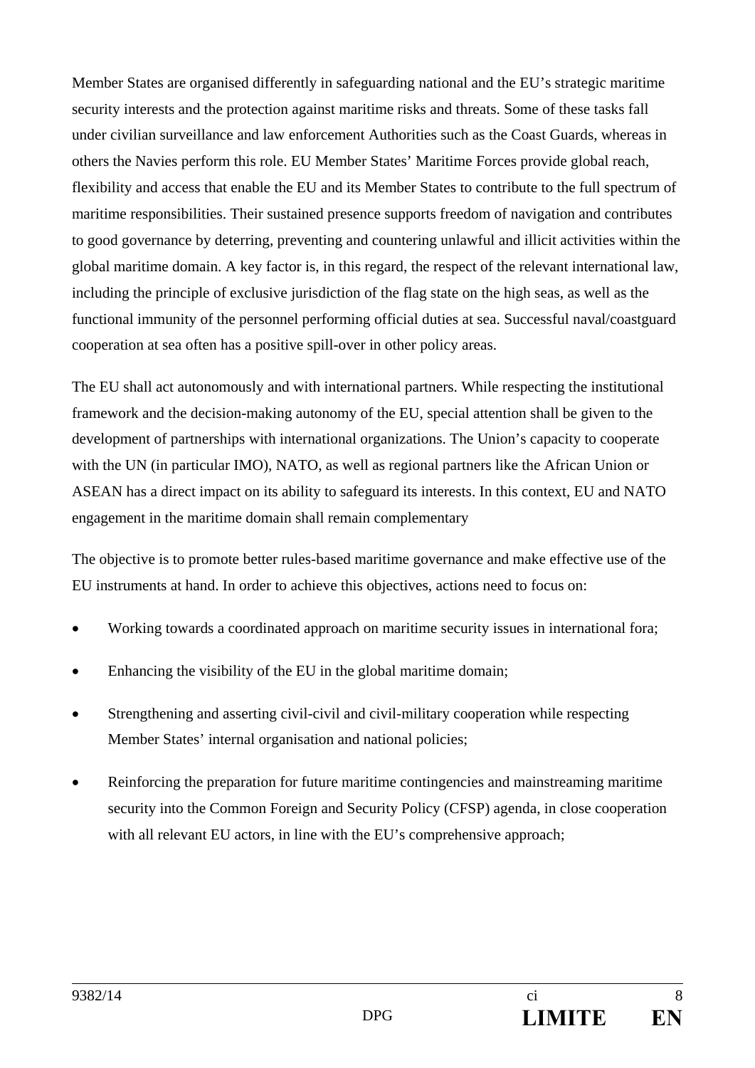Member States are organised differently in safeguarding national and the EU's strategic maritime security interests and the protection against maritime risks and threats. Some of these tasks fall under civilian surveillance and law enforcement Authorities such as the Coast Guards, whereas in others the Navies perform this role. EU Member States' Maritime Forces provide global reach, flexibility and access that enable the EU and its Member States to contribute to the full spectrum of maritime responsibilities. Their sustained presence supports freedom of navigation and contributes to good governance by deterring, preventing and countering unlawful and illicit activities within the global maritime domain. A key factor is, in this regard, the respect of the relevant international law, including the principle of exclusive jurisdiction of the flag state on the high seas, as well as the functional immunity of the personnel performing official duties at sea. Successful naval/coastguard cooperation at sea often has a positive spill-over in other policy areas.

The EU shall act autonomously and with international partners. While respecting the institutional framework and the decision-making autonomy of the EU, special attention shall be given to the development of partnerships with international organizations. The Union's capacity to cooperate with the UN (in particular IMO), NATO, as well as regional partners like the African Union or ASEAN has a direct impact on its ability to safeguard its interests. In this context, EU and NATO engagement in the maritime domain shall remain complementary

The objective is to promote better rules-based maritime governance and make effective use of the EU instruments at hand. In order to achieve this objectives, actions need to focus on:

- Working towards a coordinated approach on maritime security issues in international fora;
- Enhancing the visibility of the EU in the global maritime domain;
- Strengthening and asserting civil-civil and civil-military cooperation while respecting Member States' internal organisation and national policies;
- Reinforcing the preparation for future maritime contingencies and mainstreaming maritime security into the Common Foreign and Security Policy (CFSP) agenda, in close cooperation with all relevant EU actors, in line with the EU's comprehensive approach;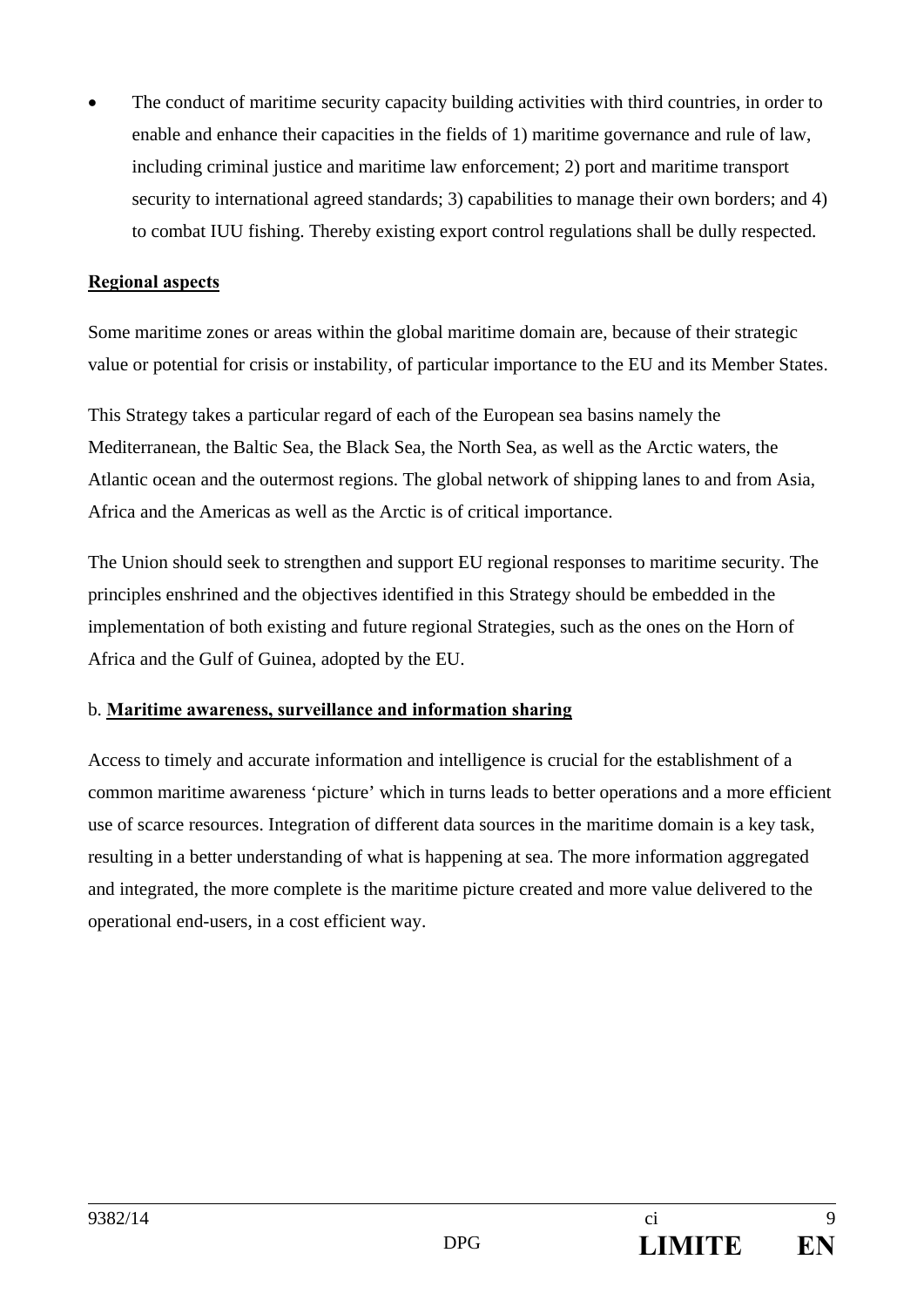- The conduct of maritime security capacity building activities with third countries, in order to enable and enhance their capacities in the fields of 1) maritime governance and rule of law, including criminal justice and maritime law enforcement; 2) port and maritime transport security to international agreed standards; 3) capabilities to manage their own borders; and 4) to combat IUU fishing. Thereby existing export control regulations shall be dully respected.

**Regional aspects**

Some maritime zones or areas within the global maritime domain are, because of their strategic value or potential for crisis or instability, of particular importance to the EU and its Member States.

This Strategy takes a particular regard of each of the European sea basins namely the Mediterranean, the Baltic Sea, the Black Sea, the North Sea, as well as the Arctic waters, the Atlantic ocean and the outermost regions. The global network of shipping lanes to and from Asia, Africa and the Americas as well as the Arctic is of critical importance.

The Union should seek to strengthen and support EU regional responses to maritime security. The principles enshrined and the objectives identified in this Strategy should be embedded in the implementation of both existing and future regional Strategies, such as the ones on the Horn of Africa and the Gulf of Guinea, adopted by the EU.

### b. **Maritime awareness, surveillance and information sharing**

Access to timely and accurate information and intelligence is crucial for the establishment of a common maritime awareness 'picture' which in turns leads to better operations and a more efficient use of scarce resources. Integration of different data sources in the maritime domain is a key task, resulting in a better understanding of what is happening at sea. The more information aggregated and integrated, the more complete is the maritime picture created and more value delivered to the operational end-users, in a cost efficient way.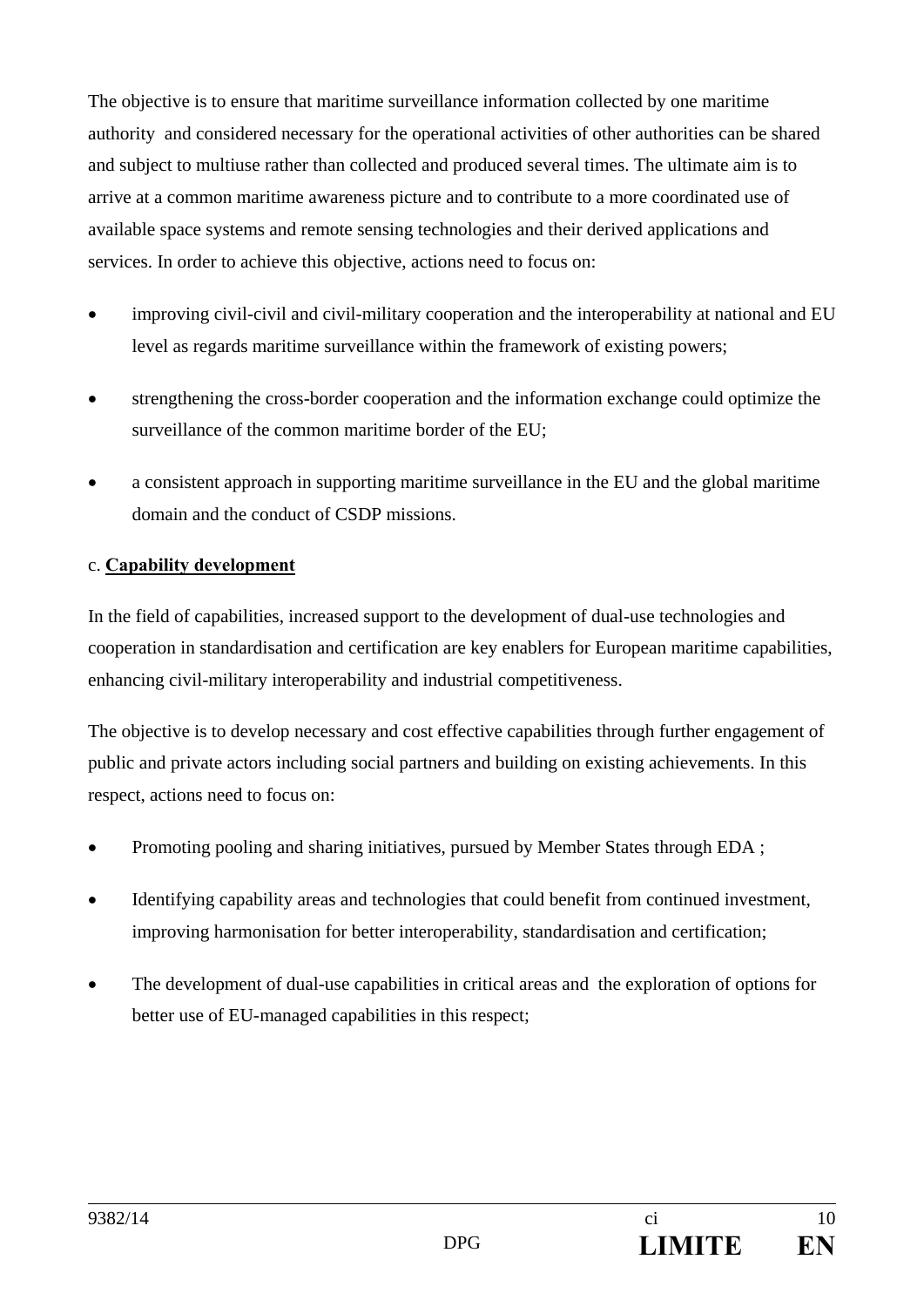The objective is to ensure that maritime surveillance information collected by one maritime authority and considered necessary for the operational activities of other authorities can be shared and subject to multiuse rather than collected and produced several times. The ultimate aim is to arrive at a common maritime awareness picture and to contribute to a more coordinated use of available space systems and remote sensing technologies and their derived applications and services. In order to achieve this objective, actions need to focus on:

- improving civil-civil and civil-military cooperation and the interoperability at national and EU level as regards maritime surveillance within the framework of existing powers;
- strengthening the cross-border cooperation and the information exchange could optimize the surveillance of the common maritime border of the EU;
- a consistent approach in supporting maritime surveillance in the EU and the global maritime domain and the conduct of CSDP missions.

c. **Capability development**

In the field of capabilities, increased support to the development of dual-use technologies and cooperation in standardisation and certification are key enablers for European maritime capabilities, enhancing civil-military interoperability and industrial competitiveness.

The objective is to develop necessary and cost effective capabilities through further engagement of public and private actors including social partners and building on existing achievements. In this respect, actions need to focus on:

- Promoting pooling and sharing initiatives, pursued by Member States through EDA ;
- Identifying capability areas and technologies that could benefit from continued investment, improving harmonisation for better interoperability, standardisation and certification;
- The development of dual-use capabilities in critical areas and the exploration of options for better use of EU-managed capabilities in this respect;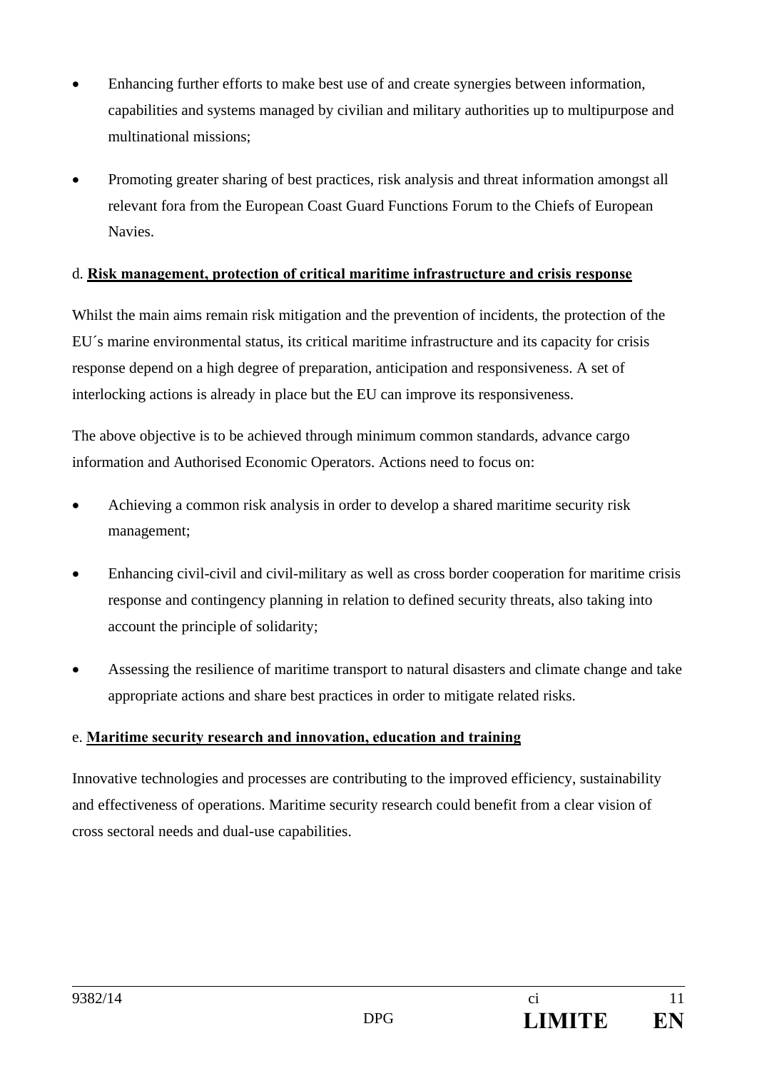- Enhancing further efforts to make best use of and create synergies between information, capabilities and systems managed by civilian and military authorities up to multipurpose and multinational missions;

- Promoting greater sharing of best practices, risk analysis and threat information amongst all relevant fora from the European Coast Guard Functions Forum to the Chiefs of European Navies.

d. **Risk management, protection of critical maritime infrastructure and crisis response**

Whilst the main aims remain risk mitigation and the prevention of incidents, the protection of the EU´s marine environmental status, its critical maritime infrastructure and its capacity for crisis response depend on a high degree of preparation, anticipation and responsiveness. A set of interlocking actions is already in place but the EU can improve its responsiveness.

The above objective is to be achieved through minimum common standards, advance cargo information and Authorised Economic Operators. Actions need to focus on:

- Achieving a common risk analysis in order to develop a shared maritime security risk management;

- Enhancing civil-civil and civil-military as well as cross border cooperation for maritime crisis response and contingency planning in relation to defined security threats, also taking into account the principle of solidarity;

- Assessing the resilience of maritime transport to natural disasters and climate change and take appropriate actions and share best practices in order to mitigate related risks.

e. **Maritime security research and innovation, education and training**

Innovative technologies and processes are contributing to the improved efficiency, sustainability and effectiveness of operations. Maritime security research could benefit from a clear vision of cross sectoral needs and dual-use capabilities.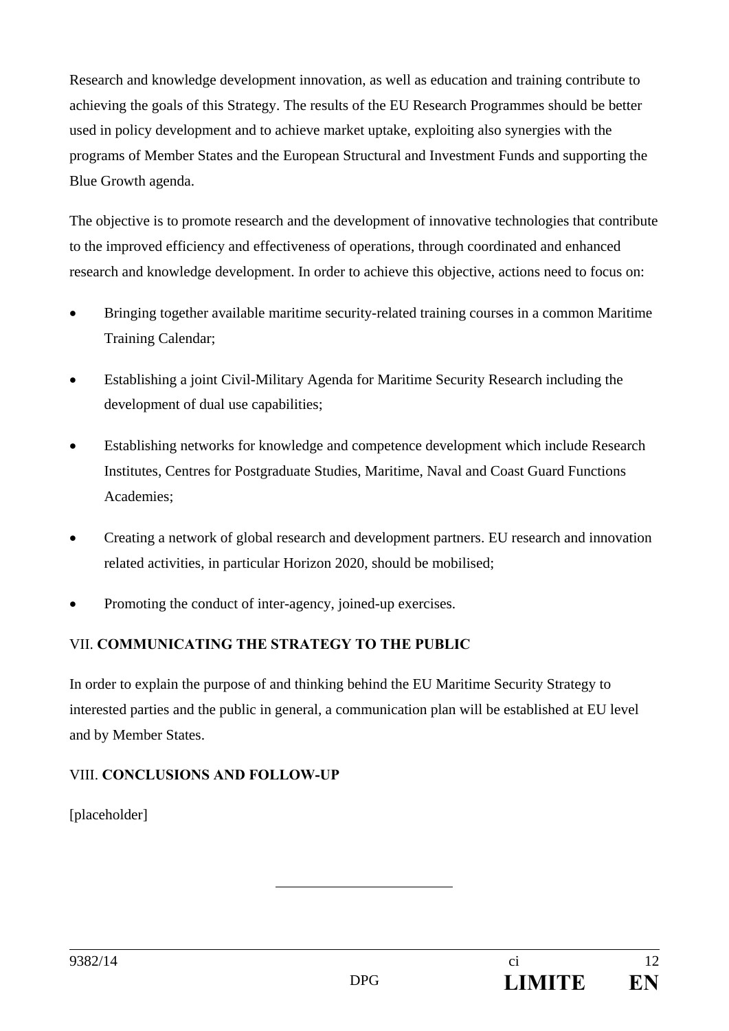Research and knowledge development innovation, as well as education and training contribute to achieving the goals of this Strategy. The results of the EU Research Programmes should be better used in policy development and to achieve market uptake, exploiting also synergies with the programs of Member States and the European Structural and Investment Funds and supporting the Blue Growth agenda.

The objective is to promote research and the development of innovative technologies that contribute to the improved efficiency and effectiveness of operations, through coordinated and enhanced research and knowledge development. In order to achieve this objective, actions need to focus on:

- Bringing together available maritime security-related training courses in a common Maritime Training Calendar;
- Establishing a joint Civil-Military Agenda for Maritime Security Research including the development of dual use capabilities;
- Establishing networks for knowledge and competence development which include Research Institutes, Centres for Postgraduate Studies, Maritime, Naval and Coast Guard Functions Academies;
- Creating a network of global research and development partners. EU research and innovation related activities, in particular Horizon 2020, should be mobilised;
- Promoting the conduct of inter-agency, joined-up exercises.

## VII. **COMMUNICATING THE STRATEGY TO THE PUBLIC**

In order to explain the purpose of and thinking behind the EU Maritime Security Strategy to interested parties and the public in general, a communication plan will be established at EU level and by Member States.

## VIII. **CONCLUSIONS AND FOLLOW-UP**

[placeholder]